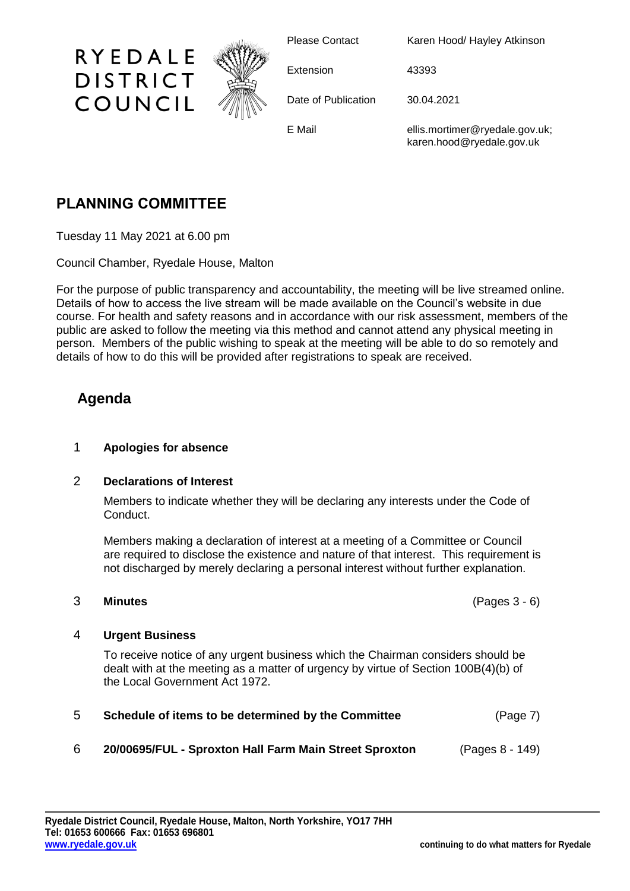RYEDALE DISTRICT COUNCIL

| | |
|---|---|
| Please Contact | Karen Hood/ Hayley Atkinson |
| Extension | 43393 |
| Date of Publication | 30.04.2021 |
| E Mail | ellis.mortimer@ryedale.gov.uk; karen.hood@ryedale.gov.uk |

# PLANNING COMMITTEE

Tuesday 11 May 2021 at 6.00 pm

Council Chamber, Ryedale House, Malton

For the purpose of public transparency and accountability, the meeting will be live streamed online. Details of how to access the live stream will be made available on the Council's website in due course. For health and safety reasons and in accordance with our risk assessment, members of the public are asked to follow the meeting via this method and cannot attend any physical meeting in person. Members of the public wishing to speak at the meeting will be able to do so remotely and details of how to do this will be provided after registrations to speak are received.

## Agenda

1 **Apologies for absence**

2 **Declarations of Interest**

Members to indicate whether they will be declaring any interests under the Code of Conduct.

Members making a declaration of interest at a meeting of a Committee or Council are required to disclose the existence and nature of that interest. This requirement is not discharged by merely declaring a personal interest without further explanation.

3 **Minutes** (Pages 3 - 6)

4 **Urgent Business**

To receive notice of any urgent business which the Chairman considers should be dealt with at the meeting as a matter of urgency by virtue of Section 100B(4)(b) of the Local Government Act 1972.

5 **Schedule of items to be determined by the Committee** (Page 7)

6 **20/00695/FUL - Sproxton Hall Farm Main Street Sproxton** (Pages 8 - 149)

Ryedale District Council, Ryedale House, Malton, North Yorkshire, YO17 7HH
Tel: 01653 600666 Fax: 01653 696801
www.ryedale.gov.uk

continuing to do what matters for Ryedale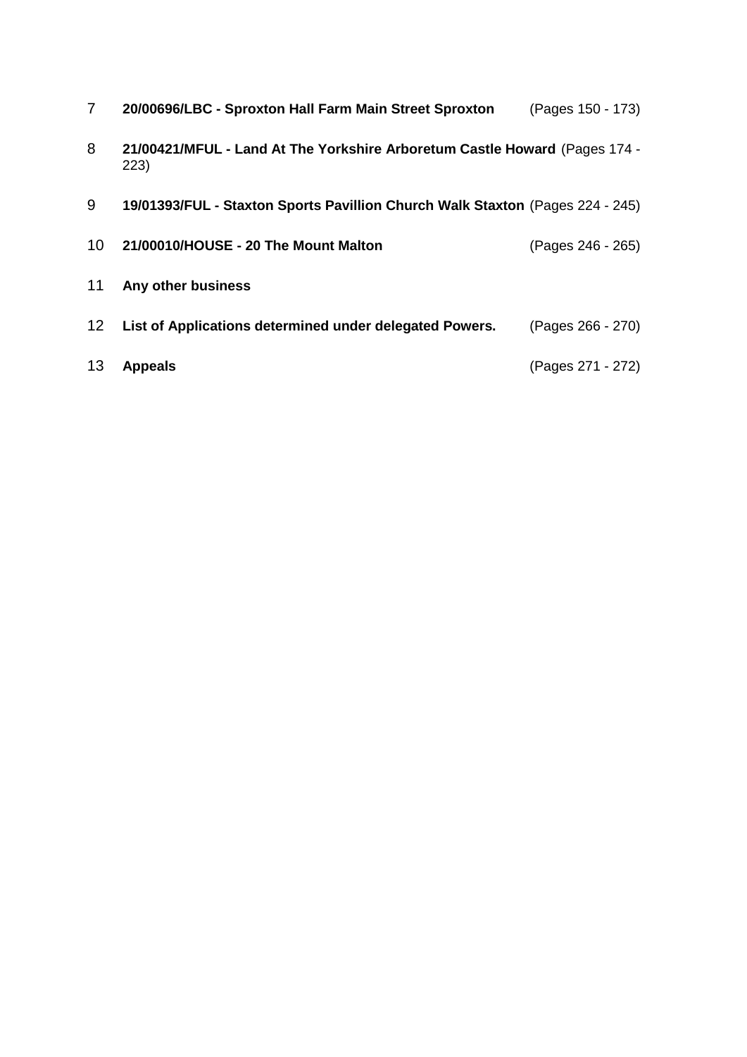7 **20/00696/LBC - Sproxton Hall Farm Main Street Sproxton** (Pages 150 - 173)

8 **21/00421/MFUL - Land At The Yorkshire Arboretum Castle Howard** (Pages 174 - 223)

9 **19/01393/FUL - Staxton Sports Pavillion Church Walk Staxton** (Pages 224 - 245)

10 **21/00010/HOUSE - 20 The Mount Malton** (Pages 246 - 265)

11 **Any other business**

12 **List of Applications determined under delegated Powers.** (Pages 266 - 270)

13 **Appeals** (Pages 271 - 272)